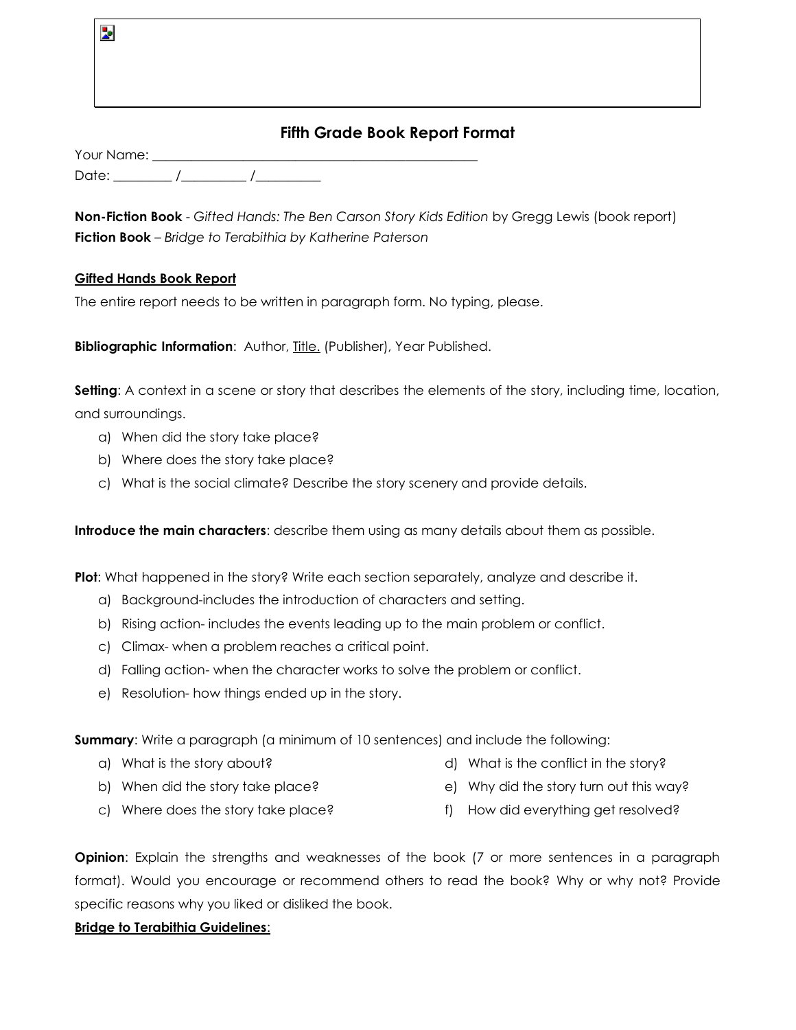## Fifth Grade Book Report Format

Your Name: ________________________________________________

Date: _________ /__________ /__________

**Non-Fiction Book** - *Gifted Hands: The Ben Carson Story Kids Edition* by Gregg Lewis (book report)
**Fiction Book** – *Bridge to Terabithia by Katherine Paterson*

**Gifted Hands Book Report**

The entire report needs to be written in paragraph form. No typing, please.

**Bibliographic Information**: Author, Title. (Publisher), Year Published.

**Setting**: A context in a scene or story that describes the elements of the story, including time, location, and surroundings.

a) When did the story take place?
b) Where does the story take place?
c) What is the social climate? Describe the story scenery and provide details.

**Introduce the main characters**: describe them using as many details about them as possible.

**Plot**: What happened in the story? Write each section separately, analyze and describe it.

a) Background-includes the introduction of characters and setting.
b) Rising action- includes the events leading up to the main problem or conflict.
c) Climax- when a problem reaches a critical point.
d) Falling action- when the character works to solve the problem or conflict.
e) Resolution- how things ended up in the story.

**Summary**: Write a paragraph (a minimum of 10 sentences) and include the following:

a) What is the story about?
b) When did the story take place?
c) Where does the story take place?
d) What is the conflict in the story?
e) Why did the story turn out this way?
f) How did everything get resolved?

**Opinion**: Explain the strengths and weaknesses of the book (7 or more sentences in a paragraph format). Would you encourage or recommend others to read the book? Why or why not? Provide specific reasons why you liked or disliked the book.

**Bridge to Terabithia Guidelines**: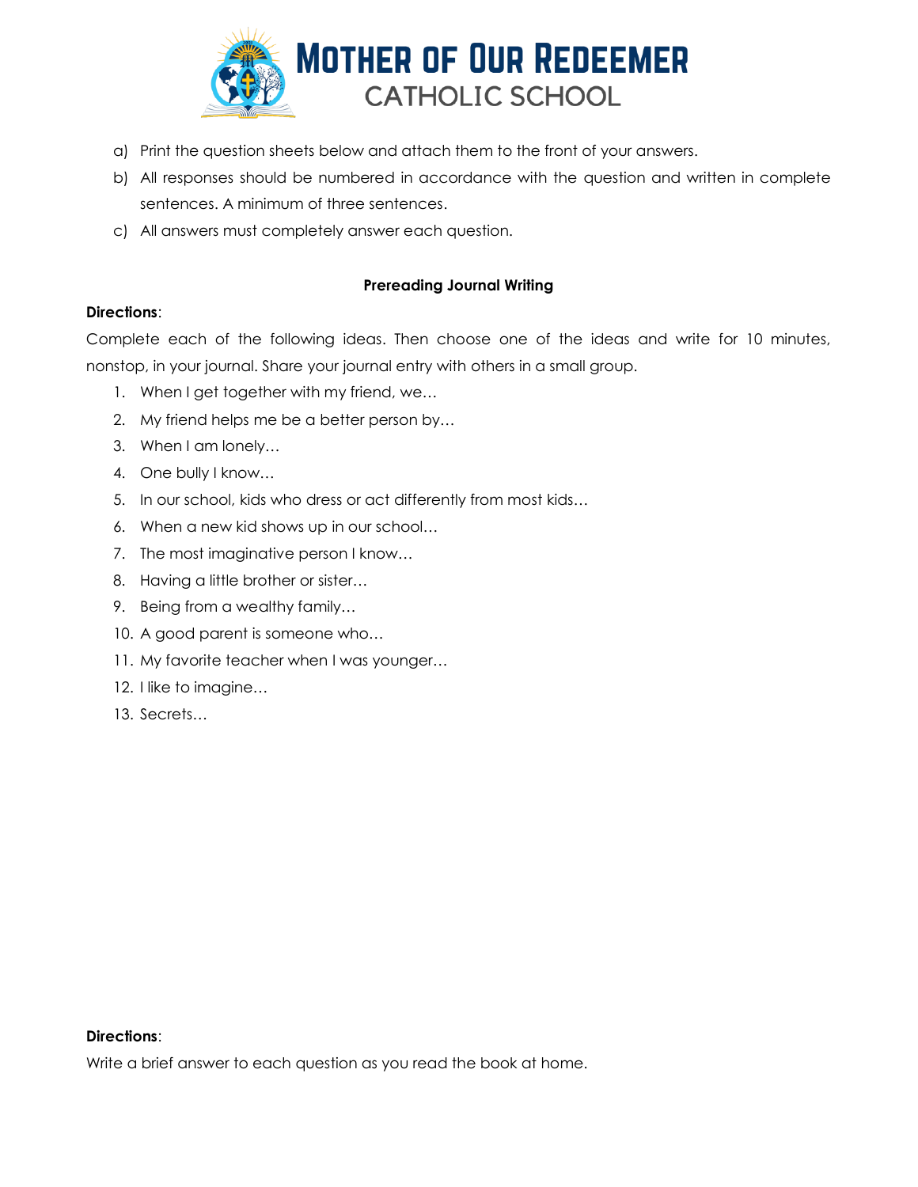# Mother of Our Redeemer
## CATHOLIC SCHOOL

a) Print the question sheets below and attach them to the front of your answers.

b) All responses should be numbered in accordance with the question and written in complete sentences. A minimum of three sentences.

c) All answers must completely answer each question.

**Prereading Journal Writing**

**Directions**:

Complete each of the following ideas. Then choose one of the ideas and write for 10 minutes, nonstop, in your journal. Share your journal entry with others in a small group.

1. When I get together with my friend, we…
2. My friend helps me be a better person by…
3. When I am lonely…
4. One bully I know…
5. In our school, kids who dress or act differently from most kids…
6. When a new kid shows up in our school…
7. The most imaginative person I know…
8. Having a little brother or sister…
9. Being from a wealthy family…
10. A good parent is someone who…
11. My favorite teacher when I was younger…
12. I like to imagine…
13. Secrets…

**Directions**:

Write a brief answer to each question as you read the book at home.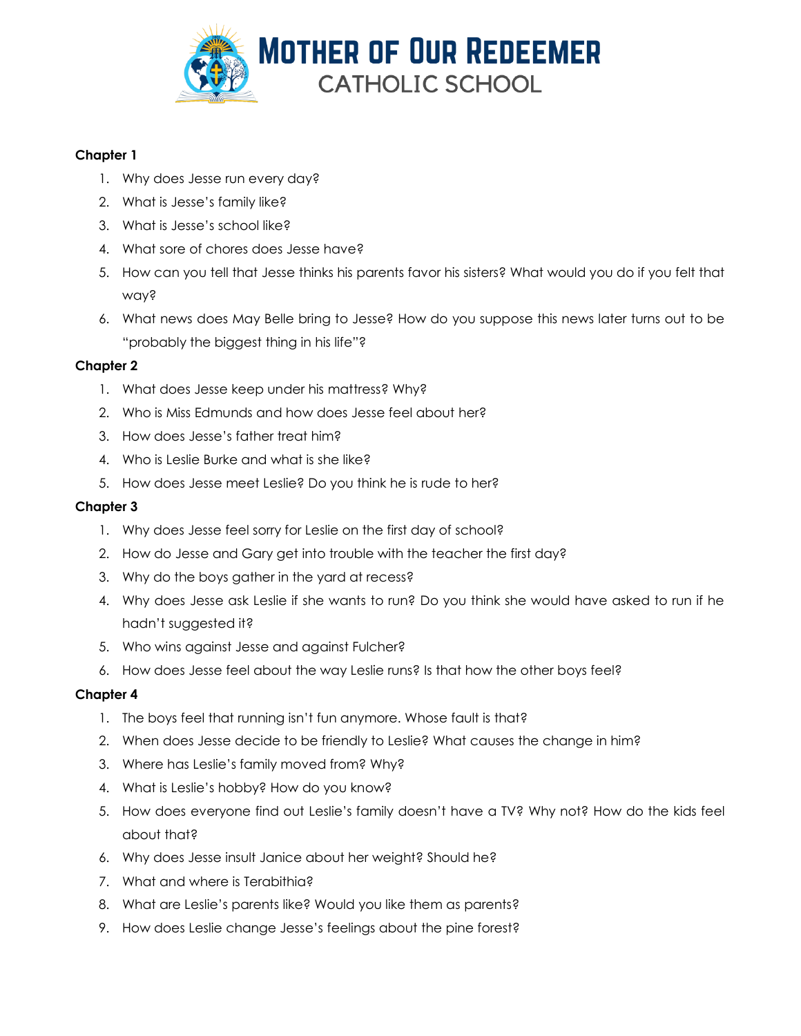**Chapter 1**

1. Why does Jesse run every day?
2. What is Jesse's family like?
3. What is Jesse's school like?
4. What sore of chores does Jesse have?
5. How can you tell that Jesse thinks his parents favor his sisters? What would you do if you felt that way?
6. What news does May Belle bring to Jesse? How do you suppose this news later turns out to be "probably the biggest thing in his life"?

**Chapter 2**

1. What does Jesse keep under his mattress? Why?
2. Who is Miss Edmunds and how does Jesse feel about her?
3. How does Jesse's father treat him?
4. Who is Leslie Burke and what is she like?
5. How does Jesse meet Leslie? Do you think he is rude to her?

**Chapter 3**

1. Why does Jesse feel sorry for Leslie on the first day of school?
2. How do Jesse and Gary get into trouble with the teacher the first day?
3. Why do the boys gather in the yard at recess?
4. Why does Jesse ask Leslie if she wants to run? Do you think she would have asked to run if he hadn't suggested it?
5. Who wins against Jesse and against Fulcher?
6. How does Jesse feel about the way Leslie runs? Is that how the other boys feel?

**Chapter 4**

1. The boys feel that running isn't fun anymore. Whose fault is that?
2. When does Jesse decide to be friendly to Leslie? What causes the change in him?
3. Where has Leslie's family moved from? Why?
4. What is Leslie's hobby? How do you know?
5. How does everyone find out Leslie's family doesn't have a TV? Why not? How do the kids feel about that?
6. Why does Jesse insult Janice about her weight? Should he?
7. What and where is Terabithia?
8. What are Leslie's parents like? Would you like them as parents?
9. How does Leslie change Jesse's feelings about the pine forest?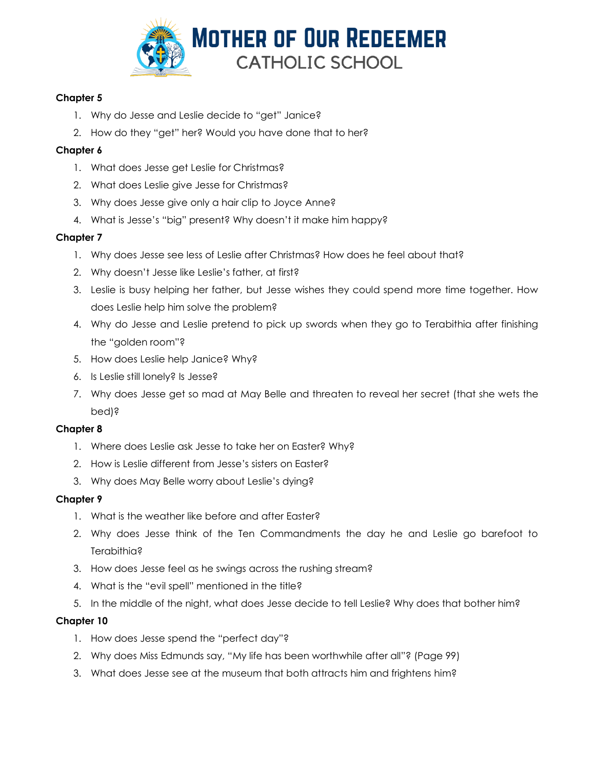**Chapter 5**

1. Why do Jesse and Leslie decide to "get" Janice?
2. How do they "get" her? Would you have done that to her?

**Chapter 6**

1. What does Jesse get Leslie for Christmas?
2. What does Leslie give Jesse for Christmas?
3. Why does Jesse give only a hair clip to Joyce Anne?
4. What is Jesse's "big" present? Why doesn't it make him happy?

**Chapter 7**

1. Why does Jesse see less of Leslie after Christmas? How does he feel about that?
2. Why doesn't Jesse like Leslie's father, at first?
3. Leslie is busy helping her father, but Jesse wishes they could spend more time together. How does Leslie help him solve the problem?
4. Why do Jesse and Leslie pretend to pick up swords when they go to Terabithia after finishing the "golden room"?
5. How does Leslie help Janice? Why?
6. Is Leslie still lonely? Is Jesse?
7. Why does Jesse get so mad at May Belle and threaten to reveal her secret (that she wets the bed)?

**Chapter 8**

1. Where does Leslie ask Jesse to take her on Easter? Why?
2. How is Leslie different from Jesse's sisters on Easter?
3. Why does May Belle worry about Leslie's dying?

**Chapter 9**

1. What is the weather like before and after Easter?
2. Why does Jesse think of the Ten Commandments the day he and Leslie go barefoot to Terabithia?
3. How does Jesse feel as he swings across the rushing stream?
4. What is the "evil spell" mentioned in the title?
5. In the middle of the night, what does Jesse decide to tell Leslie? Why does that bother him?

**Chapter 10**

1. How does Jesse spend the "perfect day"?
2. Why does Miss Edmunds say, "My life has been worthwhile after all"? (Page 99)
3. What does Jesse see at the museum that both attracts him and frightens him?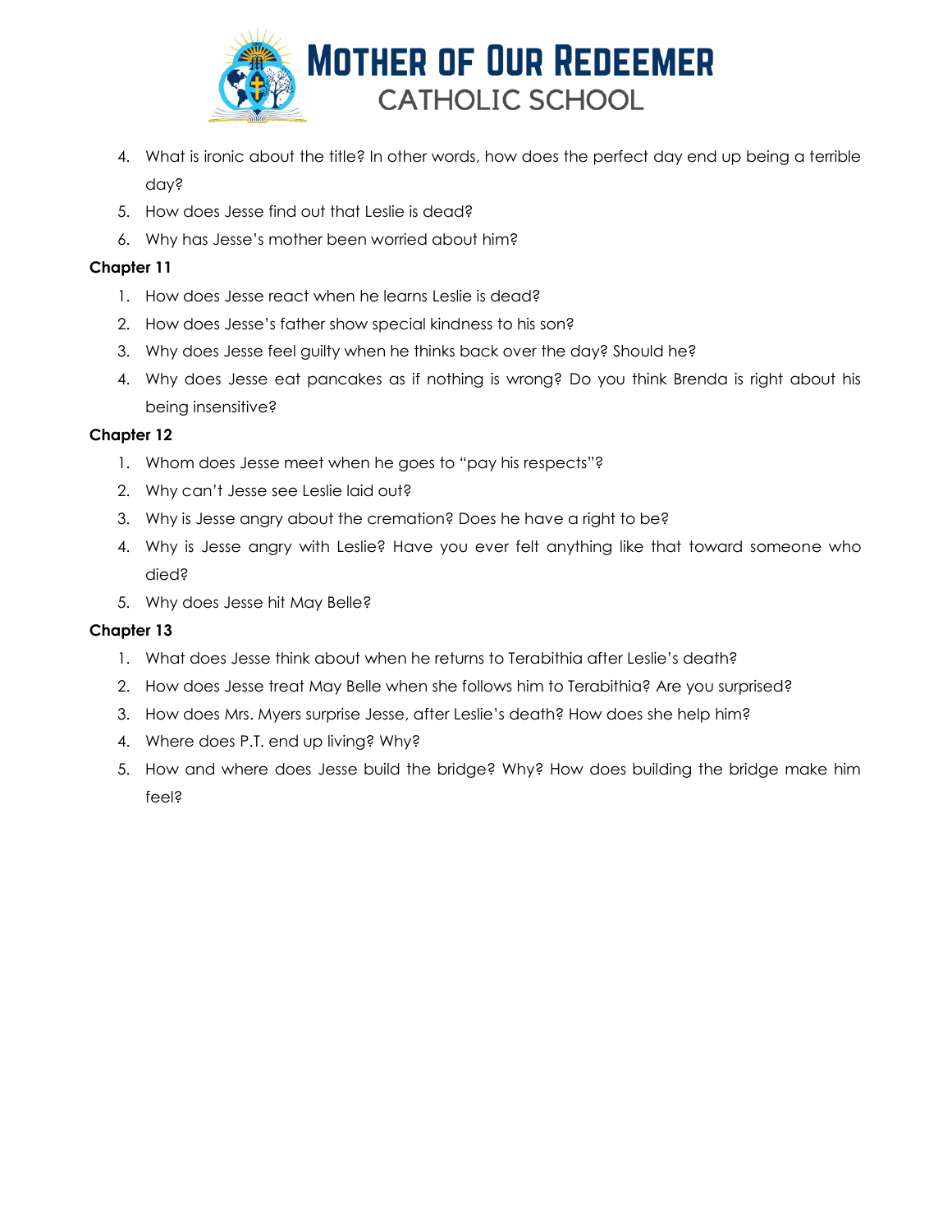4. What is ironic about the title? In other words, how does the perfect day end up being a terrible day?
5. How does Jesse find out that Leslie is dead?
6. Why has Jesse's mother been worried about him?

**Chapter 11**

1. How does Jesse react when he learns Leslie is dead?
2. How does Jesse's father show special kindness to his son?
3. Why does Jesse feel guilty when he thinks back over the day? Should he?
4. Why does Jesse eat pancakes as if nothing is wrong? Do you think Brenda is right about his being insensitive?

**Chapter 12**

1. Whom does Jesse meet when he goes to "pay his respects"?
2. Why can't Jesse see Leslie laid out?
3. Why is Jesse angry about the cremation? Does he have a right to be?
4. Why is Jesse angry with Leslie? Have you ever felt anything like that toward someone who died?
5. Why does Jesse hit May Belle?

**Chapter 13**

1. What does Jesse think about when he returns to Terabithia after Leslie's death?
2. How does Jesse treat May Belle when she follows him to Terabithia? Are you surprised?
3. How does Mrs. Myers surprise Jesse, after Leslie's death? How does she help him?
4. Where does P.T. end up living? Why?
5. How and where does Jesse build the bridge? Why? How does building the bridge make him feel?